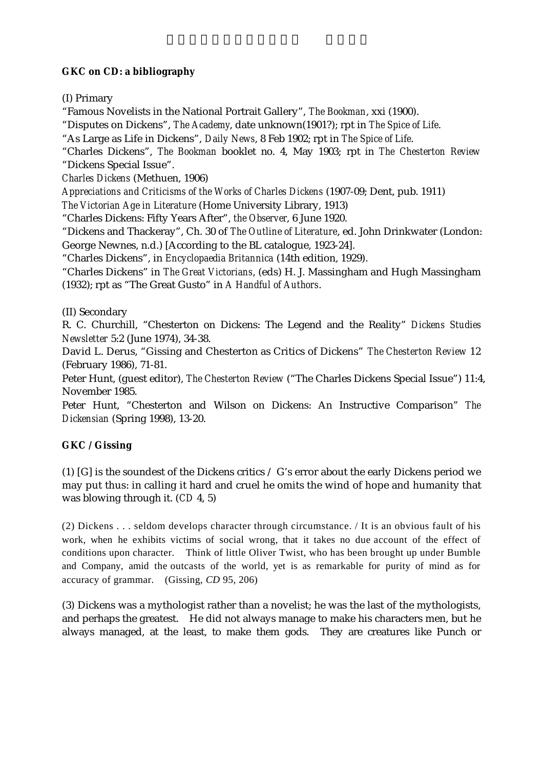**GKC on CD: a bibliography**

(I) Primary

"Famous Novelists in the National Portrait Gallery", *The Bookman*, xxi (1900).

"Disputes on Dickens", *The Academy*, date unknown(1901?); rpt in *The Spice of Life*.

"As Large as Life in Dickens", *Daily News*, 8 Feb 1902; rpt in *The Spice of Life*.

"Charles Dickens", *The Bookman* booklet no. 4, May 1903; rpt in *The Chesterton Review* "Dickens Special Issue".

*Charles Dickens* (Methuen, 1906)

*Appreciations and Criticisms of the Works of Charles Dickens* (1907-09; Dent, pub. 1911)

*The Victorian Age in Literature* (Home University Library, 1913)

"Charles Dickens: Fifty Years After", *the Observer*, 6 June 1920.

"Dickens and Thackeray", Ch. 30 of *The Outline of Literature*, ed. John Drinkwater (London: George Newnes, n.d.) [According to the BL catalogue, 1923-24].

"Charles Dickens", in *Encyclopaedia Britannica* (14th edition, 1929).

"Charles Dickens" in *The Great Victorians*, (eds) H. J. Massingham and Hugh Massingham (1932); rpt as "The Great Gusto" in *A Handful of Authors*.

(II) Secondary

R. C. Churchill, "Chesterton on Dickens: The Legend and the Reality" *Dickens Studies Newsletter* 5:2 (June 1974), 34-38.

David L. Derus, "Gissing and Chesterton as Critics of Dickens" *The Chesterton Review* 12 (February 1986), 71-81.

Peter Hunt, (guest editor), *The Chesterton Review* ("The Charles Dickens Special Issue") 11:4, November 1985.

Peter Hunt, "Chesterton and Wilson on Dickens: An Instructive Comparison" *The Dickensian* (Spring 1998), 13-20.

**GKC / Gissing**

(1) [G] is the soundest of the Dickens critics / G's error about the early Dickens period we may put thus: in calling it hard and cruel he omits the wind of hope and humanity that was blowing through it. (*CD* 4, 5)

(2) Dickens . . . seldom develops character through circumstance. / It is an obvious fault of his work, when he exhibits victims of social wrong, that it takes no due account of the effect of conditions upon character. Think of little Oliver Twist, who has been brought up under Bumble and Company, amid the outcasts of the world, yet is as remarkable for purity of mind as for accuracy of grammar. (Gissing, *CD* 95, 206)

(3) Dickens was a mythologist rather than a novelist; he was the last of the mythologists, and perhaps the greatest. He did not always manage to make his characters men, but he always managed, at the least, to make them gods. They are creatures like Punch or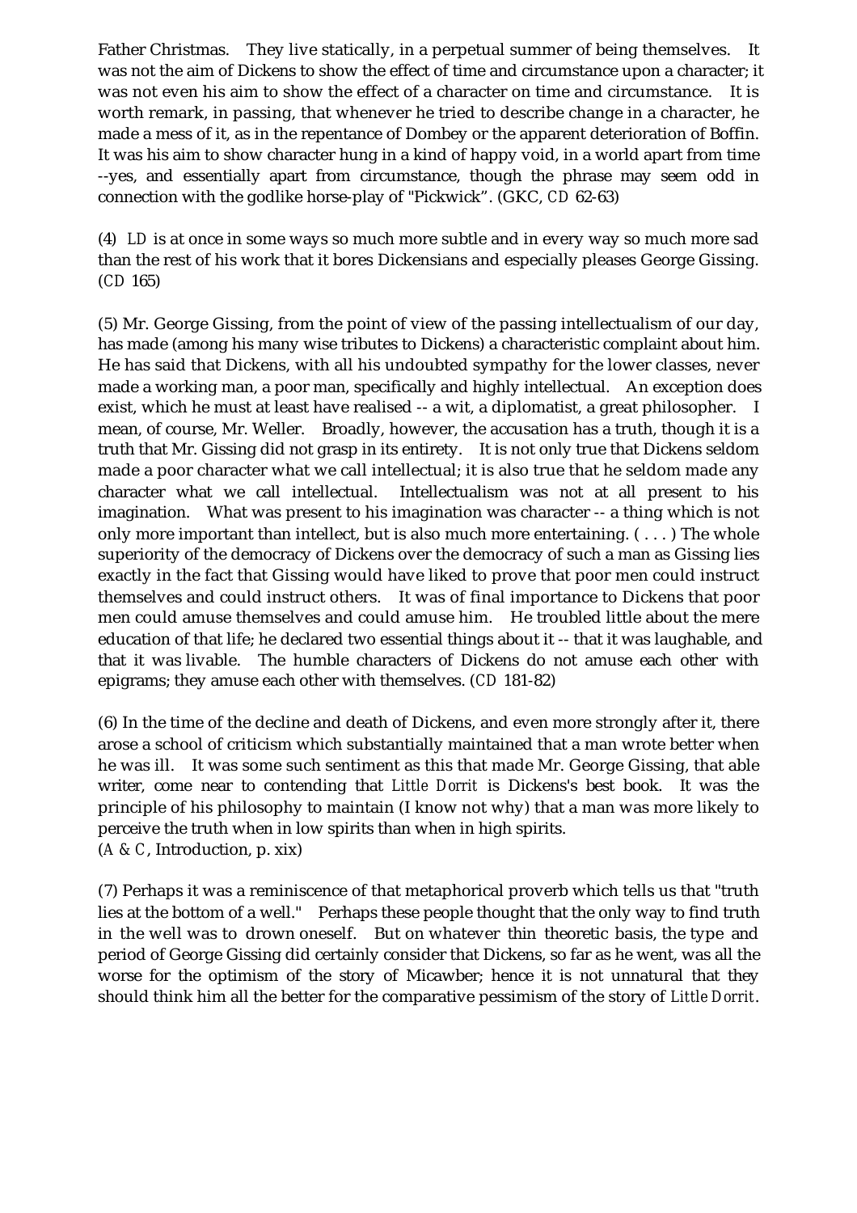Father Christmas. They live statically, in a perpetual summer of being themselves. It was not the aim of Dickens to show the effect of time and circumstance upon a character; it was not even his aim to show the effect of a character on time and circumstance. It is worth remark, in passing, that whenever he tried to describe change in a character, he made a mess of it, as in the repentance of Dombey or the apparent deterioration of Boffin. It was his aim to show character hung in a kind of happy void, in a world apart from time --yes, and essentially apart from circumstance, though the phrase may seem odd in connection with the godlike horse-play of "Pickwick". (GKC, *CD* 62-63)

(4) *LD* is at once in some ways so much more subtle and in every way so much more sad than the rest of his work that it bores Dickensians and especially pleases George Gissing. (*CD* 165)

(5) Mr. George Gissing, from the point of view of the passing intellectualism of our day, has made (among his many wise tributes to Dickens) a characteristic complaint about him. He has said that Dickens, with all his undoubted sympathy for the lower classes, never made a working man, a poor man, specifically and highly intellectual. An exception does exist, which he must at least have realised -- a wit, a diplomatist, a great philosopher. I mean, of course, Mr. Weller. Broadly, however, the accusation has a truth, though it is a truth that Mr. Gissing did not grasp in its entirety. It is not only true that Dickens seldom made a poor character what we call intellectual; it is also true that he seldom made any character what we call intellectual. Intellectualism was not at all present to his imagination. What was present to his imagination was character -- a thing which is not only more important than intellect, but is also much more entertaining. ( . . . ) The whole superiority of the democracy of Dickens over the democracy of such a man as Gissing lies exactly in the fact that Gissing would have liked to prove that poor men could instruct themselves and could instruct others. It was of final importance to Dickens that poor men could amuse themselves and could amuse him. He troubled little about the mere education of that life; he declared two essential things about it -- that it was laughable, and that it was livable. The humble characters of Dickens do not amuse each other with epigrams; they amuse each other with themselves. (*CD* 181-82)

(6) In the time of the decline and death of Dickens, and even more strongly after it, there arose a school of criticism which substantially maintained that a man wrote better when he was ill. It was some such sentiment as this that made Mr. George Gissing, that able writer, come near to contending that *Little Dorrit* is Dickens's best book. It was the principle of his philosophy to maintain (I know not why) that a man was more likely to perceive the truth when in low spirits than when in high spirits.
(*A & C*, Introduction, p. xix)

(7) Perhaps it was a reminiscence of that metaphorical proverb which tells us that "truth lies at the bottom of a well." Perhaps these people thought that the only way to find truth in the well was to drown oneself. But on whatever thin theoretic basis, the type and period of George Gissing did certainly consider that Dickens, so far as he went, was all the worse for the optimism of the story of Micawber; hence it is not unnatural that they should think him all the better for the comparative pessimism of the story of *Little Dorrit*.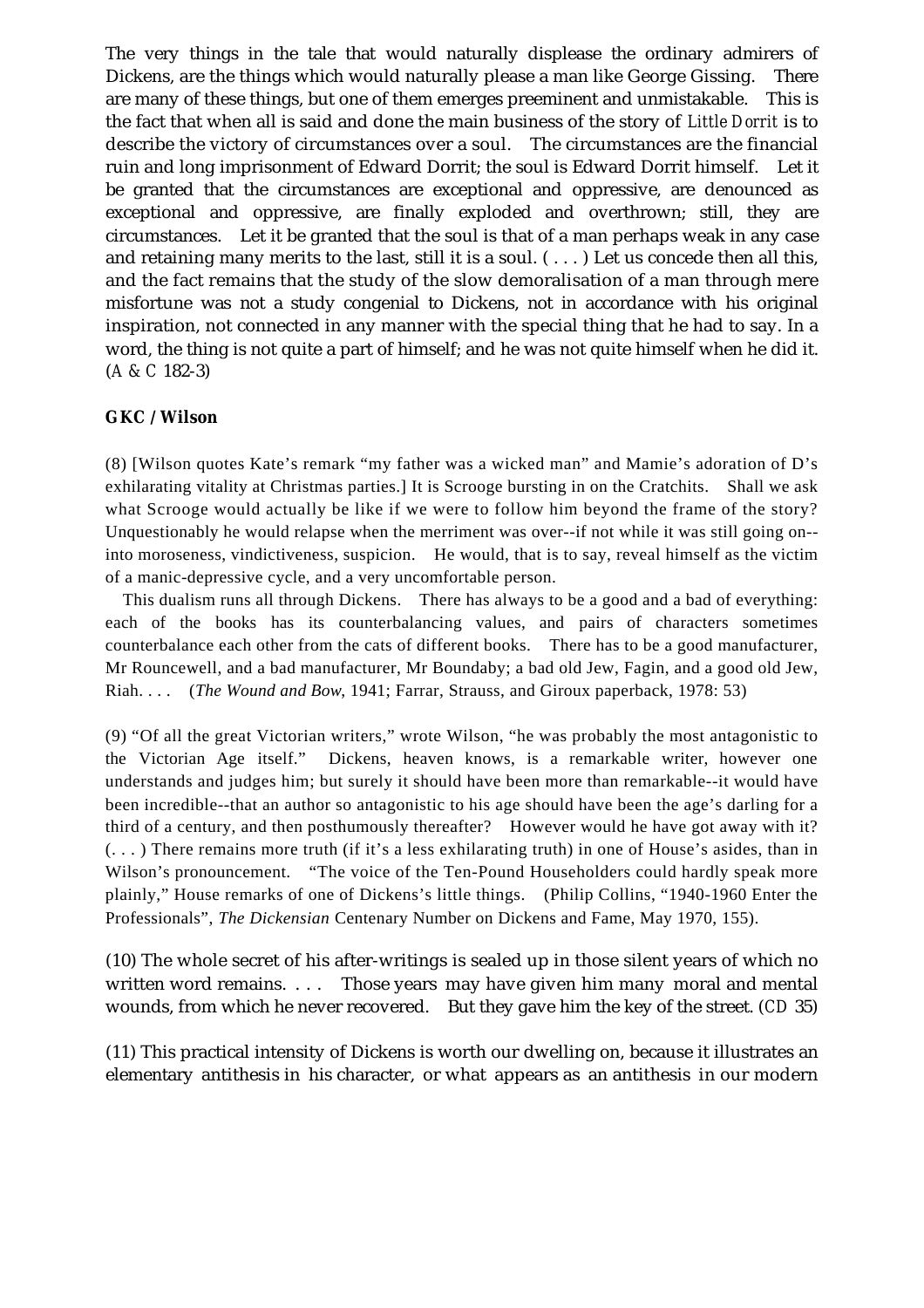The very things in the tale that would naturally displease the ordinary admirers of Dickens, are the things which would naturally please a man like George Gissing. There are many of these things, but one of them emerges preeminent and unmistakable. This is the fact that when all is said and done the main business of the story of *Little Dorrit* is to describe the victory of circumstances over a soul. The circumstances are the financial ruin and long imprisonment of Edward Dorrit; the soul is Edward Dorrit himself. Let it be granted that the circumstances are exceptional and oppressive, are denounced as exceptional and oppressive, are finally exploded and overthrown; still, they are circumstances. Let it be granted that the soul is that of a man perhaps weak in any case and retaining many merits to the last, still it is a soul. ( . . . ) Let us concede then all this, and the fact remains that the study of the slow demoralisation of a man through mere misfortune was not a study congenial to Dickens, not in accordance with his original inspiration, not connected in any manner with the special thing that he had to say. In a word, the thing is not quite a part of himself; and he was not quite himself when he did it. (*A & C* 182-3)

**GKC / Wilson**

(8) [Wilson quotes Kate's remark "my father was a wicked man" and Mamie's adoration of D's exhilarating vitality at Christmas parties.] It is Scrooge bursting in on the Cratchits. Shall we ask what Scrooge would actually be like if we were to follow him beyond the frame of the story? Unquestionably he would relapse when the merriment was over--if not while it was still going on--into moroseness, vindictiveness, suspicion. He would, that is to say, reveal himself as the victim of a manic-depressive cycle, and a very uncomfortable person.

This dualism runs all through Dickens. There has always to be a good and a bad of everything: each of the books has its counterbalancing values, and pairs of characters sometimes counterbalance each other from the cats of different books. There has to be a good manufacturer, Mr Rouncewell, and a bad manufacturer, Mr Boundaby; a bad old Jew, Fagin, and a good old Jew, Riah. . . . (*The Wound and Bow*, 1941; Farrar, Strauss, and Giroux paperback, 1978: 53)

(9) "Of all the great Victorian writers," wrote Wilson, "he was probably the most antagonistic to the Victorian Age itself." Dickens, heaven knows, is a remarkable writer, however one understands and judges him; but surely it should have been more than remarkable--it would have been incredible--that an author so antagonistic to his age should have been the age's darling for a third of a century, and then posthumously thereafter? However would he have got away with it? ( . . . ) There remains more truth (if it's a less exhilarating truth) in one of House's asides, than in Wilson's pronouncement. "The voice of the Ten-Pound Householders could hardly speak more plainly," House remarks of one of Dickens's little things. (Philip Collins, "1940-1960 Enter the Professionals", *The Dickensian* Centenary Number on Dickens and Fame, May 1970, 155).

(10) The whole secret of his after-writings is sealed up in those silent years of which no written word remains. . . . Those years may have given him many moral and mental wounds, from which he never recovered. But they gave him the key of the street. (*CD* 35)

(11) This practical intensity of Dickens is worth our dwelling on, because it illustrates an elementary antithesis in his character, or what appears as an antithesis in our modern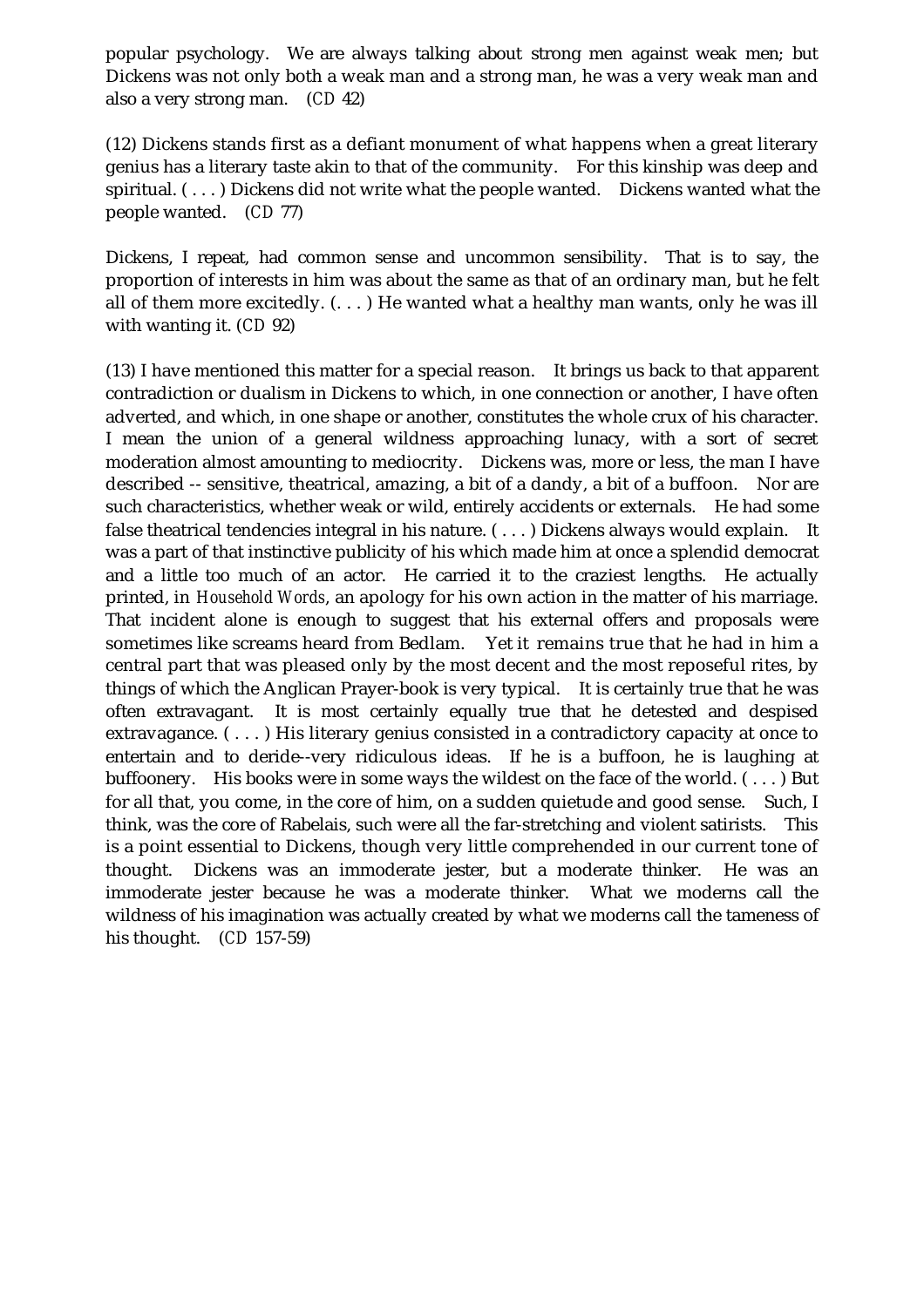popular psychology. We are always talking about strong men against weak men; but Dickens was not only both a weak man and a strong man, he was a very weak man and also a very strong man. (*CD* 42)

(12) Dickens stands first as a defiant monument of what happens when a great literary genius has a literary taste akin to that of the community. For this kinship was deep and spiritual. ( . . . ) Dickens did not write what the people wanted. Dickens wanted what the people wanted. (*CD* 77)

Dickens, I repeat, had common sense and uncommon sensibility. That is to say, the proportion of interests in him was about the same as that of an ordinary man, but he felt all of them more excitedly. (. . . ) He wanted what a healthy man wants, only he was ill with wanting it. (*CD* 92)

(13) I have mentioned this matter for a special reason. It brings us back to that apparent contradiction or dualism in Dickens to which, in one connection or another, I have often adverted, and which, in one shape or another, constitutes the whole crux of his character. I mean the union of a general wildness approaching lunacy, with a sort of secret moderation almost amounting to mediocrity. Dickens was, more or less, the man I have described -- sensitive, theatrical, amazing, a bit of a dandy, a bit of a buffoon. Nor are such characteristics, whether weak or wild, entirely accidents or externals. He had some false theatrical tendencies integral in his nature. ( . . . ) Dickens always would explain. It was a part of that instinctive publicity of his which made him at once a splendid democrat and a little too much of an actor. He carried it to the craziest lengths. He actually printed, in *Household Words*, an apology for his own action in the matter of his marriage. That incident alone is enough to suggest that his external offers and proposals were sometimes like screams heard from Bedlam. Yet it remains true that he had in him a central part that was pleased only by the most decent and the most reposeful rites, by things of which the Anglican Prayer-book is very typical. It is certainly true that he was often extravagant. It is most certainly equally true that he detested and despised extravagance. ( . . . ) His literary genius consisted in a contradictory capacity at once to entertain and to deride--very ridiculous ideas. If he is a buffoon, he is laughing at buffoonery. His books were in some ways the wildest on the face of the world. ( . . . ) But for all that, you come, in the core of him, on a sudden quietude and good sense. Such, I think, was the core of Rabelais, such were all the far-stretching and violent satirists. This is a point essential to Dickens, though very little comprehended in our current tone of thought. Dickens was an immoderate jester, but a moderate thinker. He was an immoderate jester because he was a moderate thinker. What we moderns call the wildness of his imagination was actually created by what we moderns call the tameness of his thought. (*CD* 157-59)